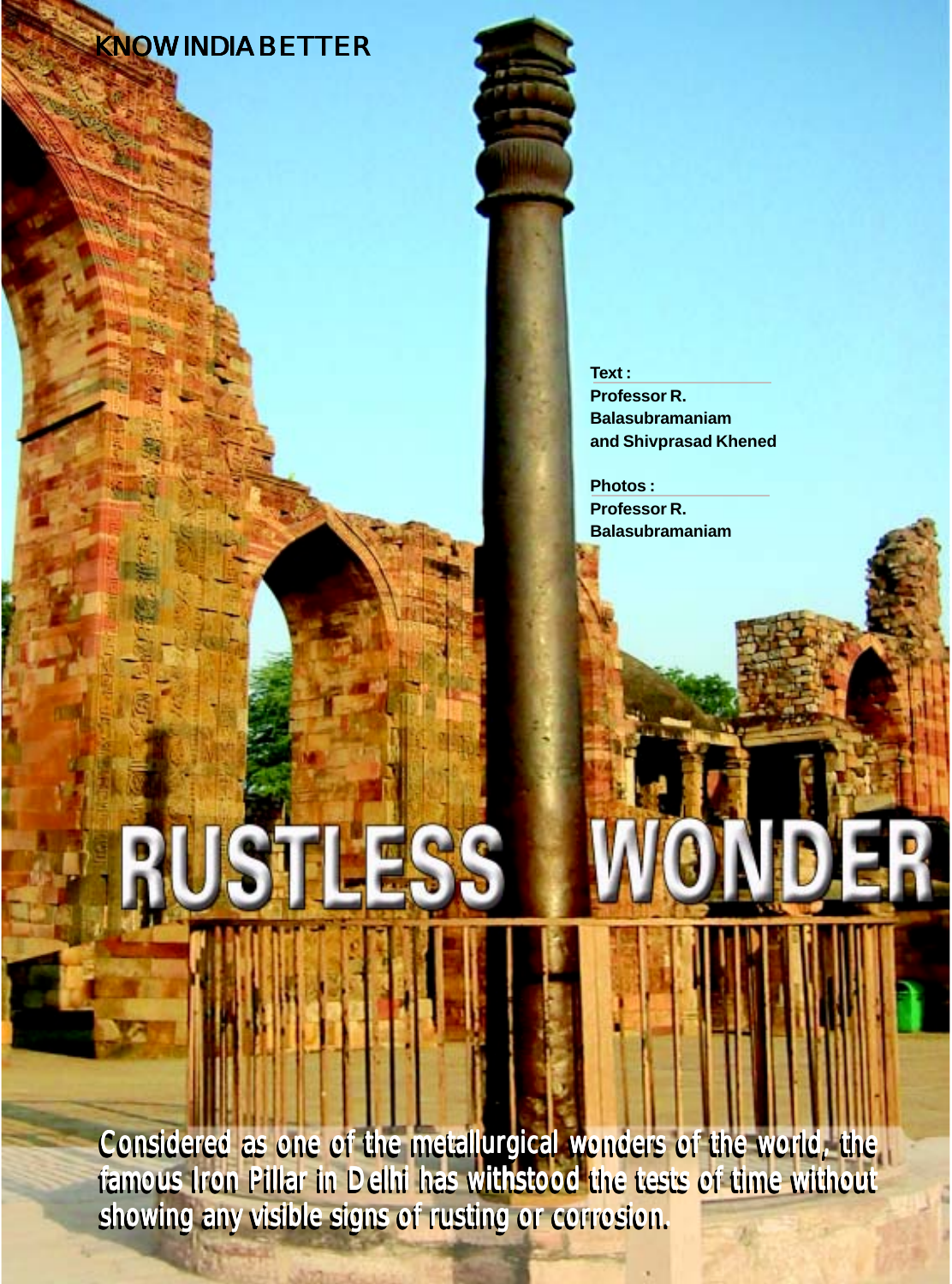KNOW INDIA BETTER

Text :
Professor R. Balasubramaniam and Shivprasad Khened

Photos :
Professor R. Balasubramaniam

# RUSTLESS WONDER

**Considered as one of the metallurgical wonders of the world, the famous Iron Pillar in Delhi has withstood the tests of time without showing any visible signs of rusting or corrosion.**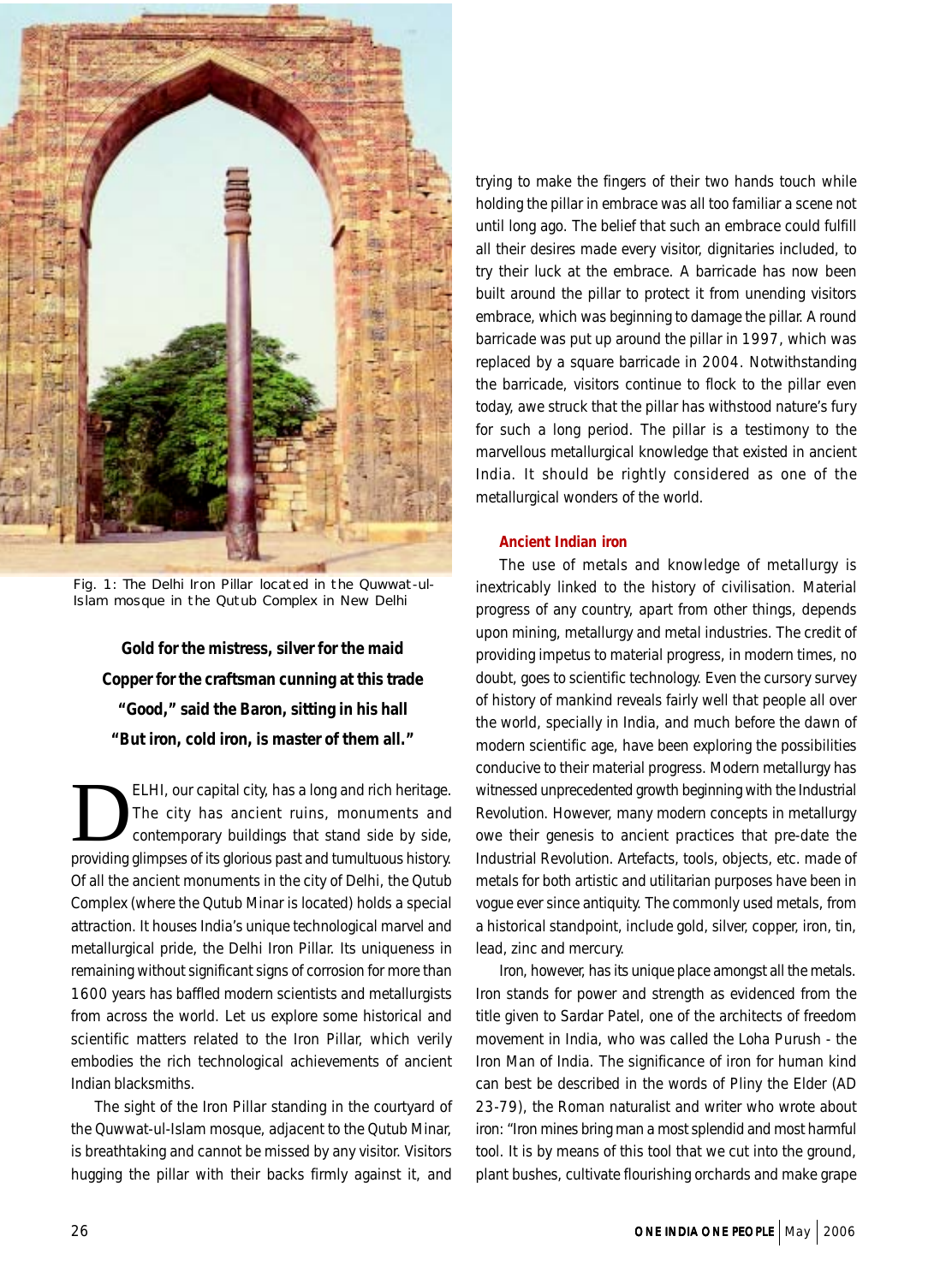Fig. 1: The Delhi Iron Pillar located in the Quwwat-ul-Islam mosque in the Qutub Complex in New Delhi

**Gold for the mistress, silver for the maid**
**Copper for the craftsman cunning at this trade**
**"Good," said the Baron, sitting in his hall**
**"But iron, cold iron, is master of them all."**

DELHI, our capital city, has a long and rich heritage. The city has ancient ruins, monuments and contemporary buildings that stand side by side, providing glimpses of its glorious past and tumultuous history. Of all the ancient monuments in the city of Delhi, the Qutub Complex (where the Qutub Minar is located) holds a special attraction. It houses India's unique technological marvel and metallurgical pride, the Delhi Iron Pillar. Its uniqueness in remaining without significant signs of corrosion for more than 1600 years has baffled modern scientists and metallurgists from across the world. Let us explore some historical and scientific matters related to the Iron Pillar, which verily embodies the rich technological achievements of ancient Indian blacksmiths.

The sight of the Iron Pillar standing in the courtyard of the Quwwat-ul-Islam mosque, adjacent to the Qutub Minar, is breathtaking and cannot be missed by any visitor. Visitors hugging the pillar with their backs firmly against it, and trying to make the fingers of their two hands touch while holding the pillar in embrace was all too familiar a scene not until long ago. The belief that such an embrace could fulfill all their desires made every visitor, dignitaries included, to try their luck at the embrace. A barricade has now been built around the pillar to protect it from unending visitors embrace, which was beginning to damage the pillar. A round barricade was put up around the pillar in 1997, which was replaced by a square barricade in 2004. Notwithstanding the barricade, visitors continue to flock to the pillar even today, awe struck that the pillar has withstood nature's fury for such a long period. The pillar is a testimony to the marvellous metallurgical knowledge that existed in ancient India. It should be rightly considered as one of the metallurgical wonders of the world.

## Ancient Indian iron

The use of metals and knowledge of metallurgy is inextricably linked to the history of civilisation. Material progress of any country, apart from other things, depends upon mining, metallurgy and metal industries. The credit of providing impetus to material progress, in modern times, no doubt, goes to scientific technology. Even the cursory survey of history of mankind reveals fairly well that people all over the world, specially in India, and much before the dawn of modern scientific age, have been exploring the possibilities conducive to their material progress. Modern metallurgy has witnessed unprecedented growth beginning with the Industrial Revolution. However, many modern concepts in metallurgy owe their genesis to ancient practices that pre-date the Industrial Revolution. Artefacts, tools, objects, etc. made of metals for both artistic and utilitarian purposes have been in vogue ever since antiquity. The commonly used metals, from a historical standpoint, include gold, silver, copper, iron, tin, lead, zinc and mercury.

Iron, however, has its unique place amongst all the metals. Iron stands for power and strength as evidenced from the title given to Sardar Patel, one of the architects of freedom movement in India, who was called the Loha Purush - the Iron Man of India. The significance of iron for human kind can best be described in the words of Pliny the Elder (AD 23-79), the Roman naturalist and writer who wrote about iron: "Iron mines bring man a most splendid and most harmful tool. It is by means of this tool that we cut into the ground, plant bushes, cultivate flourishing orchards and make grape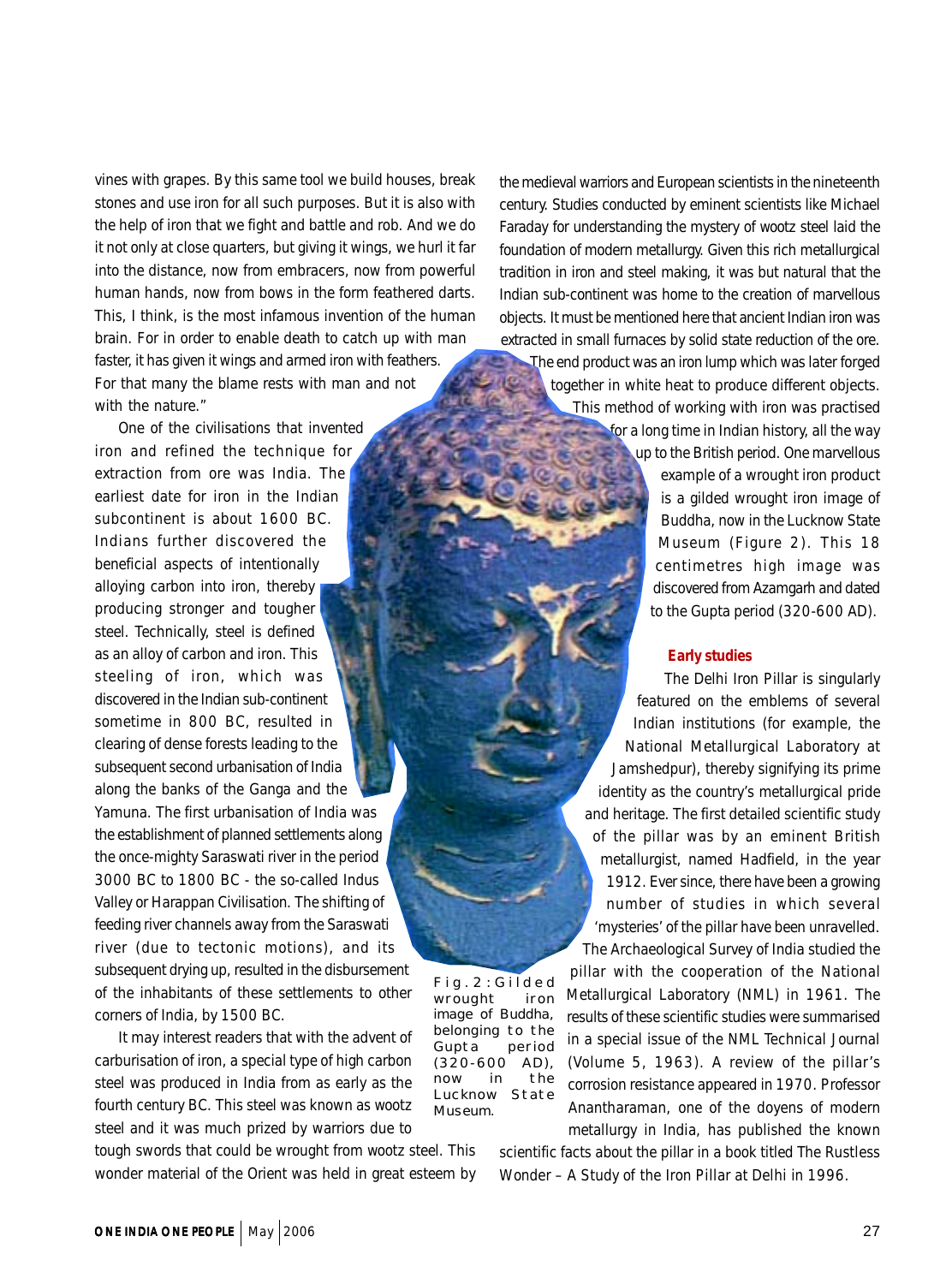vines with grapes. By this same tool we build houses, break stones and use iron for all such purposes. But it is also with the help of iron that we fight and battle and rob. And we do it not only at close quarters, but giving it wings, we hurl it far into the distance, now from embracers, now from powerful human hands, now from bows in the form feathered darts. This, I think, is the most infamous invention of the human brain. For in order to enable death to catch up with man faster, it has given it wings and armed iron with feathers. For that many the blame rests with man and not with the nature."

One of the civilisations that invented iron and refined the technique for extraction from ore was India. The earliest date for iron in the Indian subcontinent is about 1600 BC. Indians further discovered the beneficial aspects of intentionally alloying carbon into iron, thereby producing stronger and tougher steel. Technically, steel is defined as an alloy of carbon and iron. This steeling of iron, which was discovered in the Indian sub-continent sometime in 800 BC, resulted in clearing of dense forests leading to the subsequent second urbanisation of India along the banks of the Ganga and the Yamuna. The first urbanisation of India was the establishment of planned settlements along the once-mighty Saraswati river in the period 3000 BC to 1800 BC - the so-called Indus Valley or Harappan Civilisation. The shifting of feeding river channels away from the Saraswati river (due to tectonic motions), and its subsequent drying up, resulted in the disbursement of the inhabitants of these settlements to other corners of India, by 1500 BC.

It may interest readers that with the advent of carburisation of iron, a special type of high carbon steel was produced in India from as early as the fourth century BC. This steel was known as wootz steel and it was much prized by warriors due to tough swords that could be wrought from wootz steel. This wonder material of the Orient was held in great esteem by the medieval warriors and European scientists in the nineteenth century. Studies conducted by eminent scientists like Michael Faraday for understanding the mystery of wootz steel laid the foundation of modern metallurgy. Given this rich metallurgical tradition in iron and steel making, it was but natural that the Indian sub-continent was home to the creation of marvellous objects. It must be mentioned here that ancient Indian iron was extracted in small furnaces by solid state reduction of the ore. The end product was an iron lump which was later forged together in white heat to produce different objects. This method of working with iron was practised for a long time in Indian history, all the way up to the British period. One marvellous example of a wrought iron product is a gilded wrought iron image of Buddha, now in the Lucknow State Museum (Figure 2). This 18 centimetres high image was discovered from Azamgarh and dated to the Gupta period (320-600 AD).

Fig.2: Gilded wrought iron image of Buddha, belonging to the Gupta period (320-600 AD), now in the Lucknow State Museum.

## Early studies

The Delhi Iron Pillar is singularly featured on the emblems of several Indian institutions (for example, the National Metallurgical Laboratory at Jamshedpur), thereby signifying its prime identity as the country's metallurgical pride and heritage. The first detailed scientific study of the pillar was by an eminent British metallurgist, named Hadfield, in the year 1912. Ever since, there have been a growing number of studies in which several 'mysteries' of the pillar have been unravelled. The Archaeological Survey of India studied the pillar with the cooperation of the National Metallurgical Laboratory (NML) in 1961. The results of these scientific studies were summarised in a special issue of the NML Technical Journal (Volume 5, 1963). A review of the pillar's corrosion resistance appeared in 1970. Professor Anantharaman, one of the doyens of modern metallurgy in India, has published the known scientific facts about the pillar in a book titled The Rustless Wonder – A Study of the Iron Pillar at Delhi in 1996.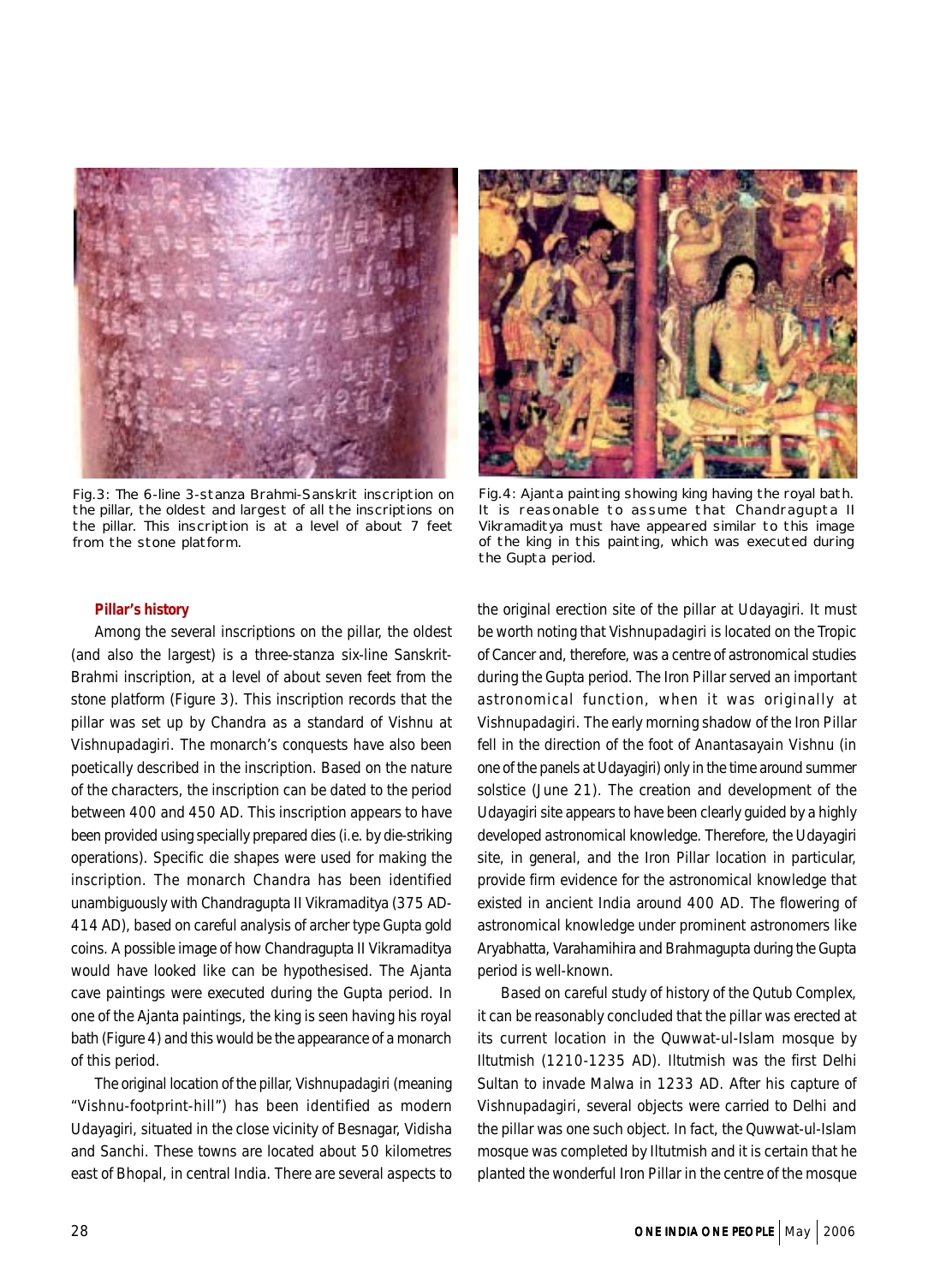Fig.3: The 6-line 3-stanza Brahmi-Sanskrit inscription on the pillar, the oldest and largest of all the inscriptions on the pillar. This inscription is at a level of about 7 feet from the stone platform.

Fig.4: Ajanta painting showing king having the royal bath. It is reasonable to assume that Chandragupta II Vikramaditya must have appeared similar to this image of the king in this painting, which was executed during the Gupta period.

### Pillar's history

Among the several inscriptions on the pillar, the oldest (and also the largest) is a three-stanza six-line Sanskrit-Brahmi inscription, at a level of about seven feet from the stone platform (Figure 3). This inscription records that the pillar was set up by Chandra as a standard of Vishnu at Vishnupadagiri. The monarch's conquests have also been poetically described in the inscription. Based on the nature of the characters, the inscription can be dated to the period between 400 and 450 AD. This inscription appears to have been provided using specially prepared dies (i.e. by die-striking operations). Specific die shapes were used for making the inscription. The monarch Chandra has been identified unambiguously with Chandragupta II Vikramaditya (375 AD-414 AD), based on careful analysis of archer type Gupta gold coins. A possible image of how Chandragupta II Vikramaditya would have looked like can be hypothesised. The Ajanta cave paintings were executed during the Gupta period. In one of the Ajanta paintings, the king is seen having his royal bath (Figure 4) and this would be the appearance of a monarch of this period.

The original location of the pillar, Vishnupadagiri (meaning "Vishnu-footprint-hill") has been identified as modern Udayagiri, situated in the close vicinity of Besnagar, Vidisha and Sanchi. These towns are located about 50 kilometres east of Bhopal, in central India. There are several aspects to the original erection site of the pillar at Udayagiri. It must be worth noting that Vishnupadagiri is located on the Tropic of Cancer and, therefore, was a centre of astronomical studies during the Gupta period. The Iron Pillar served an important astronomical function, when it was originally at Vishnupadagiri. The early morning shadow of the Iron Pillar fell in the direction of the foot of Anantasayain Vishnu (in one of the panels at Udayagiri) only in the time around summer solstice (June 21). The creation and development of the Udayagiri site appears to have been clearly guided by a highly developed astronomical knowledge. Therefore, the Udayagiri site, in general, and the Iron Pillar location in particular, provide firm evidence for the astronomical knowledge that existed in ancient India around 400 AD. The flowering of astronomical knowledge under prominent astronomers like Aryabhatta, Varahamihira and Brahmagupta during the Gupta period is well-known.

Based on careful study of history of the Qutub Complex, it can be reasonably concluded that the pillar was erected at its current location in the Quwwat-ul-Islam mosque by Iltutmish (1210-1235 AD). Iltutmish was the first Delhi Sultan to invade Malwa in 1233 AD. After his capture of Vishnupadagiri, several objects were carried to Delhi and the pillar was one such object. In fact, the Quwwat-ul-Islam mosque was completed by Iltutmish and it is certain that he planted the wonderful Iron Pillar in the centre of the mosque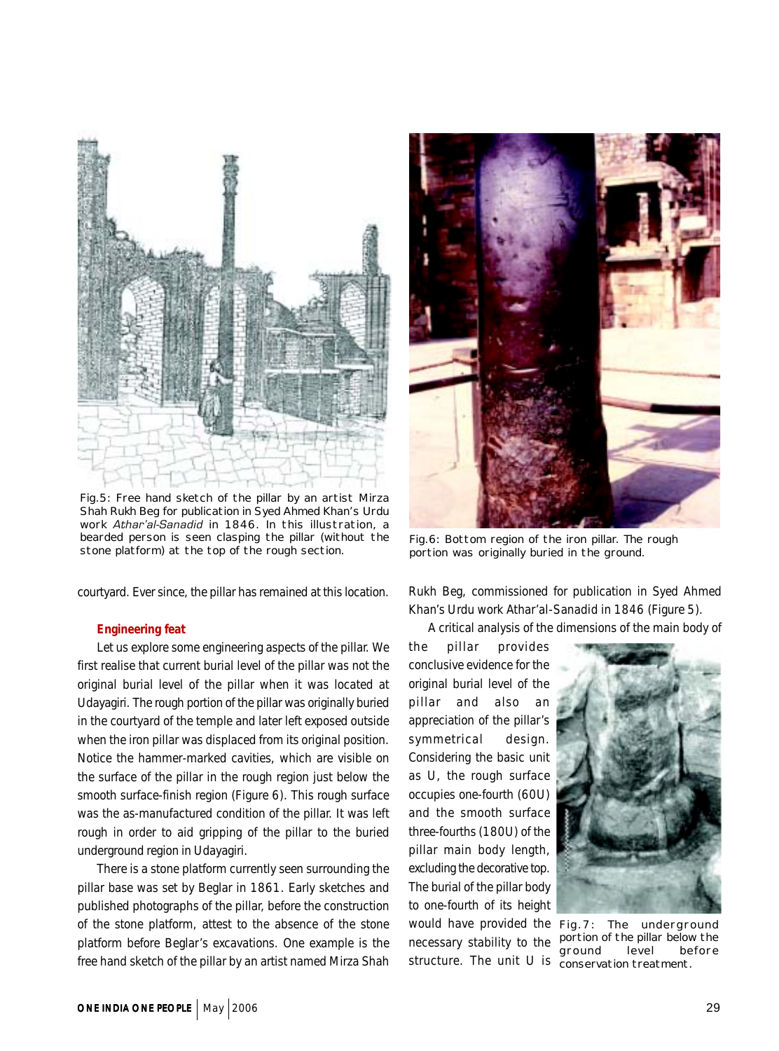Fig.5: Free hand sketch of the pillar by an artist Mirza Shah Rukh Beg for publication in Syed Ahmed Khan's Urdu work *Athar'al-Sanadid* in 1846. In this illustration, a bearded person is seen clasping the pillar (without the stone platform) at the top of the rough section.

Fig.6: Bottom region of the iron pillar. The rough portion was originally buried in the ground.

courtyard. Ever since, the pillar has remained at this location.

### Engineering feat

Let us explore some engineering aspects of the pillar. We first realise that current burial level of the pillar was not the original burial level of the pillar when it was located at Udayagiri. The rough portion of the pillar was originally buried in the courtyard of the temple and later left exposed outside when the iron pillar was displaced from its original position. Notice the hammer-marked cavities, which are visible on the surface of the pillar in the rough region just below the smooth surface-finish region (Figure 6). This rough surface was the as-manufactured condition of the pillar. It was left rough in order to aid gripping of the pillar to the buried underground region in Udayagiri.

There is a stone platform currently seen surrounding the pillar base was set by Beglar in 1861. Early sketches and published photographs of the pillar, before the construction of the stone platform, attest to the absence of the stone platform before Beglar's excavations. One example is the free hand sketch of the pillar by an artist named Mirza Shah Rukh Beg, commissioned for publication in Syed Ahmed Khan's Urdu work Athar'al-Sanadid in 1846 (Figure 5).

A critical analysis of the dimensions of the main body of the pillar provides conclusive evidence for the original burial level of the pillar and also an appreciation of the pillar's symmetrical design. Considering the basic unit as U, the rough surface occupies one-fourth (60U) and the smooth surface three-fourths (180U) of the pillar main body length, excluding the decorative top. The burial of the pillar body to one-fourth of its height would have provided the necessary stability to the structure. The unit U is

Fig.7: The underground portion of the pillar below the ground level before conservation treatment.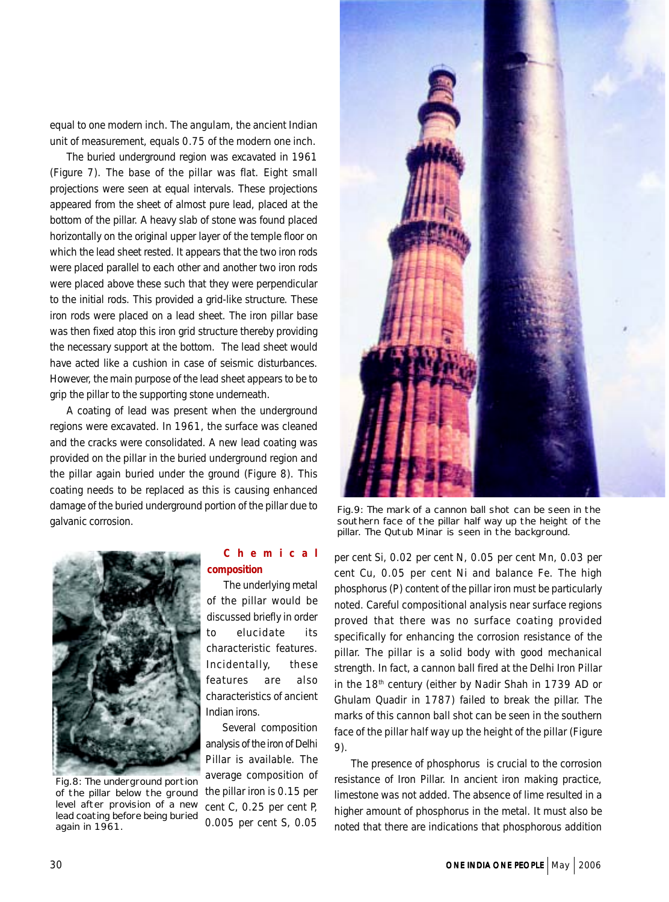equal to one modern inch. The angulam, the ancient Indian unit of measurement, equals 0.75 of the modern one inch.

The buried underground region was excavated in 1961 (Figure 7). The base of the pillar was flat. Eight small projections were seen at equal intervals. These projections appeared from the sheet of almost pure lead, placed at the bottom of the pillar. A heavy slab of stone was found placed horizontally on the original upper layer of the temple floor on which the lead sheet rested. It appears that the two iron rods were placed parallel to each other and another two iron rods were placed above these such that they were perpendicular to the initial rods. This provided a grid-like structure. These iron rods were placed on a lead sheet. The iron pillar base was then fixed atop this iron grid structure thereby providing the necessary support at the bottom. The lead sheet would have acted like a cushion in case of seismic disturbances. However, the main purpose of the lead sheet appears to be to grip the pillar to the supporting stone underneath.

A coating of lead was present when the underground regions were excavated. In 1961, the surface was cleaned and the cracks were consolidated. A new lead coating was provided on the pillar in the buried underground region and the pillar again buried under the ground (Figure 8). This coating needs to be replaced as this is causing enhanced damage of the buried underground portion of the pillar due to galvanic corrosion.

Fig.8: The underground portion of the pillar below the ground level after provision of a new lead coating before being buried again in 1961.

**Chemical composition**

The underlying metal of the pillar would be discussed briefly in order to elucidate its characteristic features. Incidentally, these features are also characteristics of ancient Indian irons.

Several composition analysis of the iron of Delhi Pillar is available. The average composition of the pillar iron is 0.15 per cent C, 0.25 per cent P, 0.005 per cent S, 0.05 per cent Si, 0.02 per cent N, 0.05 per cent Mn, 0.03 per cent Cu, 0.05 per cent Ni and balance Fe. The high phosphorus (P) content of the pillar iron must be particularly noted. Careful compositional analysis near surface regions proved that there was no surface coating provided specifically for enhancing the corrosion resistance of the pillar. The pillar is a solid body with good mechanical strength. In fact, a cannon ball fired at the Delhi Iron Pillar in the 18th century (either by Nadir Shah in 1739 AD or Ghulam Quadir in 1787) failed to break the pillar. The marks of this cannon ball shot can be seen in the southern face of the pillar half way up the height of the pillar (Figure 9).

Fig.9: The mark of a cannon ball shot can be seen in the southern face of the pillar half way up the height of the pillar. The Qutub Minar is seen in the background.

The presence of phosphorus is crucial to the corrosion resistance of Iron Pillar. In ancient iron making practice, limestone was not added. The absence of lime resulted in a higher amount of phosphorus in the metal. It must also be noted that there are indications that phosphorous addition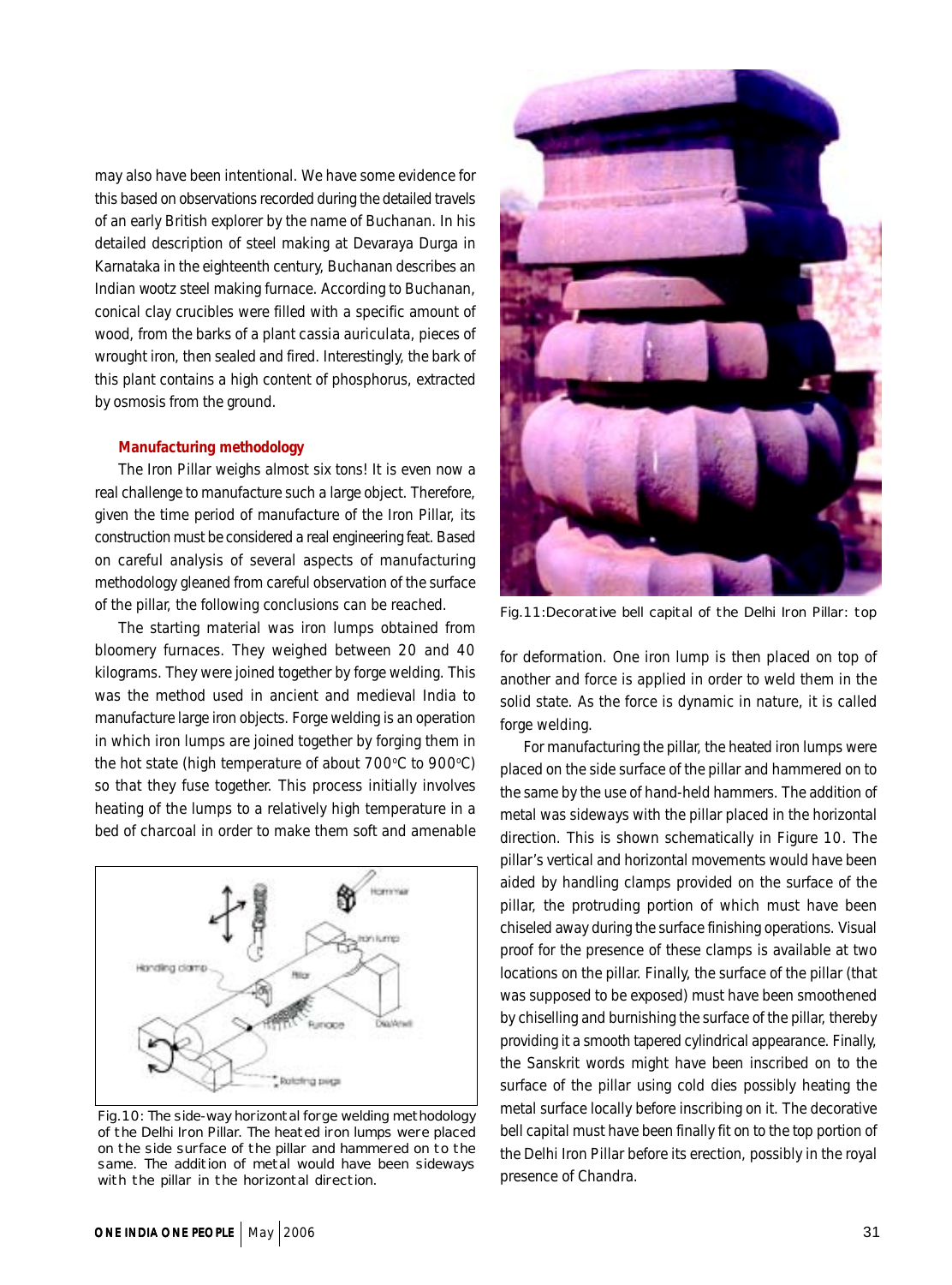may also have been intentional. We have some evidence for this based on observations recorded during the detailed travels of an early British explorer by the name of Buchanan. In his detailed description of steel making at Devaraya Durga in Karnataka in the eighteenth century, Buchanan describes an Indian wootz steel making furnace. According to Buchanan, conical clay crucibles were filled with a specific amount of wood, from the barks of a plant cassia auriculata, pieces of wrought iron, then sealed and fired. Interestingly, the bark of this plant contains a high content of phosphorus, extracted by osmosis from the ground.

### Manufacturing methodology

The Iron Pillar weighs almost six tons! It is even now a real challenge to manufacture such a large object. Therefore, given the time period of manufacture of the Iron Pillar, its construction must be considered a real engineering feat. Based on careful analysis of several aspects of manufacturing methodology gleaned from careful observation of the surface of the pillar, the following conclusions can be reached.

The starting material was iron lumps obtained from bloomery furnaces. They weighed between 20 and 40 kilograms. They were joined together by forge welding. This was the method used in ancient and medieval India to manufacture large iron objects. Forge welding is an operation in which iron lumps are joined together by forging them in the hot state (high temperature of about 700°C to 900°C) so that they fuse together. This process initially involves heating of the lumps to a relatively high temperature in a bed of charcoal in order to make them soft and amenable for deformation. One iron lump is then placed on top of another and force is applied in order to weld them in the solid state. As the force is dynamic in nature, it is called forge welding.

Fig.10: The side-way horizontal forge welding methodology of the Delhi Iron Pillar. The heated iron lumps were placed on the side surface of the pillar and hammered on to the same. The addition of metal would have been sideways with the pillar in the horizontal direction.

For manufacturing the pillar, the heated iron lumps were placed on the side surface of the pillar and hammered on to the same by the use of hand-held hammers. The addition of metal was sideways with the pillar placed in the horizontal direction. This is shown schematically in Figure 10. The pillar's vertical and horizontal movements would have been aided by handling clamps provided on the surface of the pillar, the protruding portion of which must have been chiseled away during the surface finishing operations. Visual proof for the presence of these clamps is available at two locations on the pillar. Finally, the surface of the pillar (that was supposed to be exposed) must have been smoothened by chiselling and burnishing the surface of the pillar, thereby providing it a smooth tapered cylindrical appearance. Finally, the Sanskrit words might have been inscribed on to the surface of the pillar using cold dies possibly heating the metal surface locally before inscribing on it. The decorative bell capital must have been finally fit on to the top portion of the Delhi Iron Pillar before its erection, possibly in the royal presence of Chandra.

Fig.11: Decorative bell capital of the Delhi Iron Pillar: top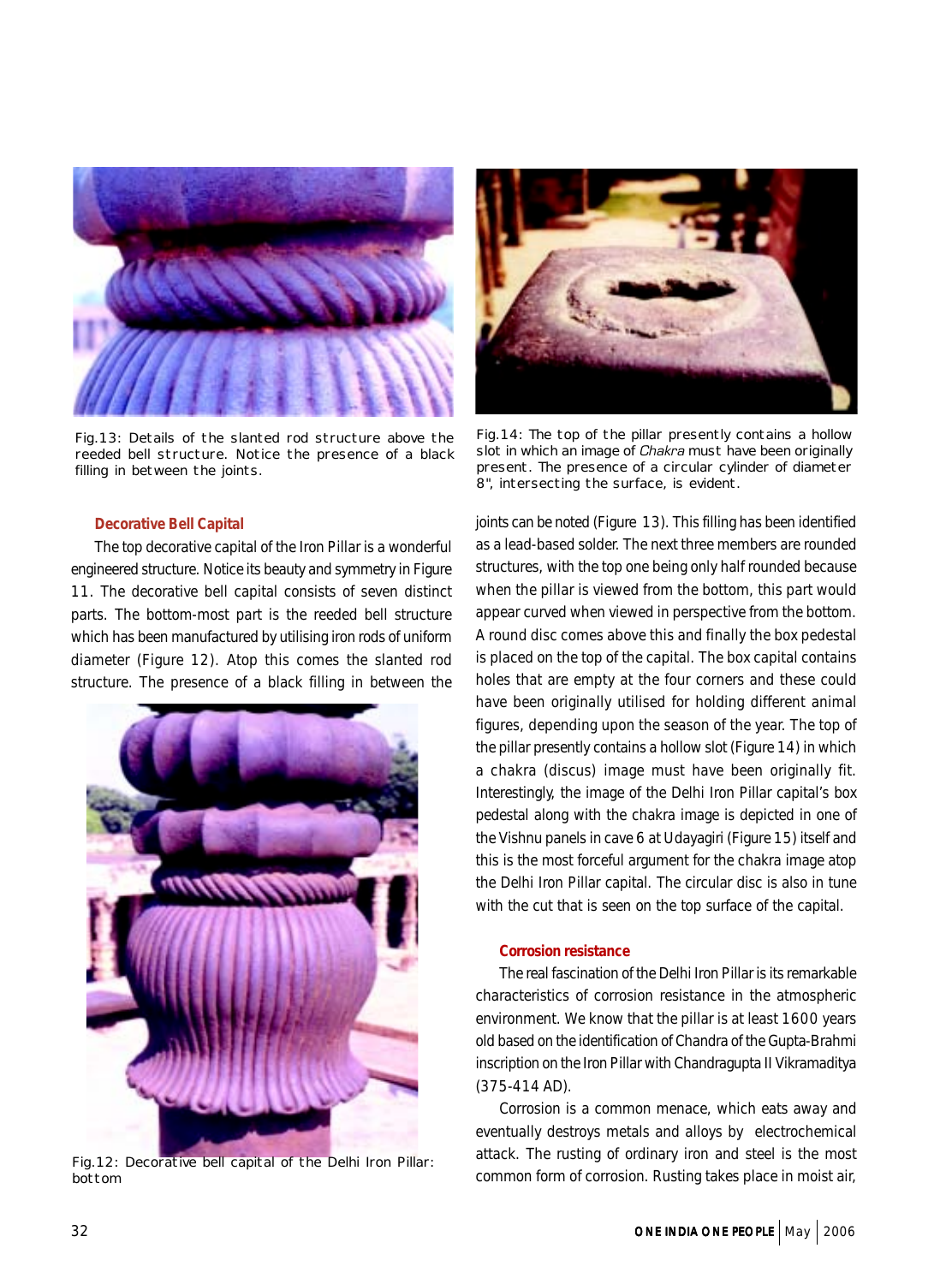Fig.13: Details of the slanted rod structure above the reeded bell structure. Notice the presence of a black filling in between the joints.

Fig.14: The top of the pillar presently contains a hollow slot in which an image of *Chakra* must have been originally present. The presence of a circular cylinder of diameter 8", intersecting the surface, is evident.

### Decorative Bell Capital

The top decorative capital of the Iron Pillar is a wonderful engineered structure. Notice its beauty and symmetry in Figure 11. The decorative bell capital consists of seven distinct parts. The bottom-most part is the reeded bell structure which has been manufactured by utilising iron rods of uniform diameter (Figure 12). Atop this comes the slanted rod structure. The presence of a black filling in between the joints can be noted (Figure 13). This filling has been identified as a lead-based solder. The next three members are rounded structures, with the top one being only half rounded because when the pillar is viewed from the bottom, this part would appear curved when viewed in perspective from the bottom. A round disc comes above this and finally the box pedestal is placed on the top of the capital. The box capital contains holes that are empty at the four corners and these could have been originally utilised for holding different animal figures, depending upon the season of the year. The top of the pillar presently contains a hollow slot (Figure 14) in which a chakra (discus) image must have been originally fit. Interestingly, the image of the Delhi Iron Pillar capital's box pedestal along with the chakra image is depicted in one of the Vishnu panels in cave 6 at Udayagiri (Figure 15) itself and this is the most forceful argument for the chakra image atop the Delhi Iron Pillar capital. The circular disc is also in tune with the cut that is seen on the top surface of the capital.

Fig.12: Decorative bell capital of the Delhi Iron Pillar: bottom

### Corrosion resistance

The real fascination of the Delhi Iron Pillar is its remarkable characteristics of corrosion resistance in the atmospheric environment. We know that the pillar is at least 1600 years old based on the identification of Chandra of the Gupta-Brahmi inscription on the Iron Pillar with Chandragupta II Vikramaditya (375-414 AD).

Corrosion is a common menace, which eats away and eventually destroys metals and alloys by electrochemical attack. The rusting of ordinary iron and steel is the most common form of corrosion. Rusting takes place in moist air,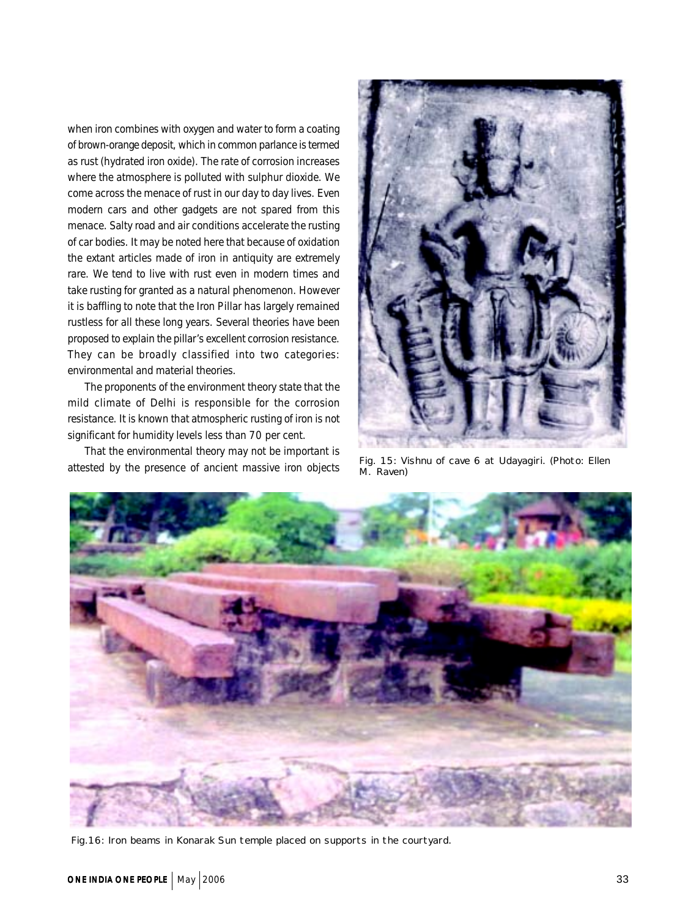when iron combines with oxygen and water to form a coating of brown-orange deposit, which in common parlance is termed as rust (hydrated iron oxide). The rate of corrosion increases where the atmosphere is polluted with sulphur dioxide. We come across the menace of rust in our day to day lives. Even modern cars and other gadgets are not spared from this menace. Salty road and air conditions accelerate the rusting of car bodies. It may be noted here that because of oxidation the extant articles made of iron in antiquity are extremely rare. We tend to live with rust even in modern times and take rusting for granted as a natural phenomenon. However it is baffling to note that the Iron Pillar has largely remained rustless for all these long years. Several theories have been proposed to explain the pillar's excellent corrosion resistance. They can be broadly classified into two categories: environmental and material theories.

The proponents of the environment theory state that the mild climate of Delhi is responsible for the corrosion resistance. It is known that atmospheric rusting of iron is not significant for humidity levels less than 70 per cent.

That the environmental theory may not be important is attested by the presence of ancient massive iron objects

Fig. 15: Vishnu of cave 6 at Udayagiri. (Photo: Ellen M. Raven)

Fig.16: Iron beams in Konarak Sun temple placed on supports in the courtyard.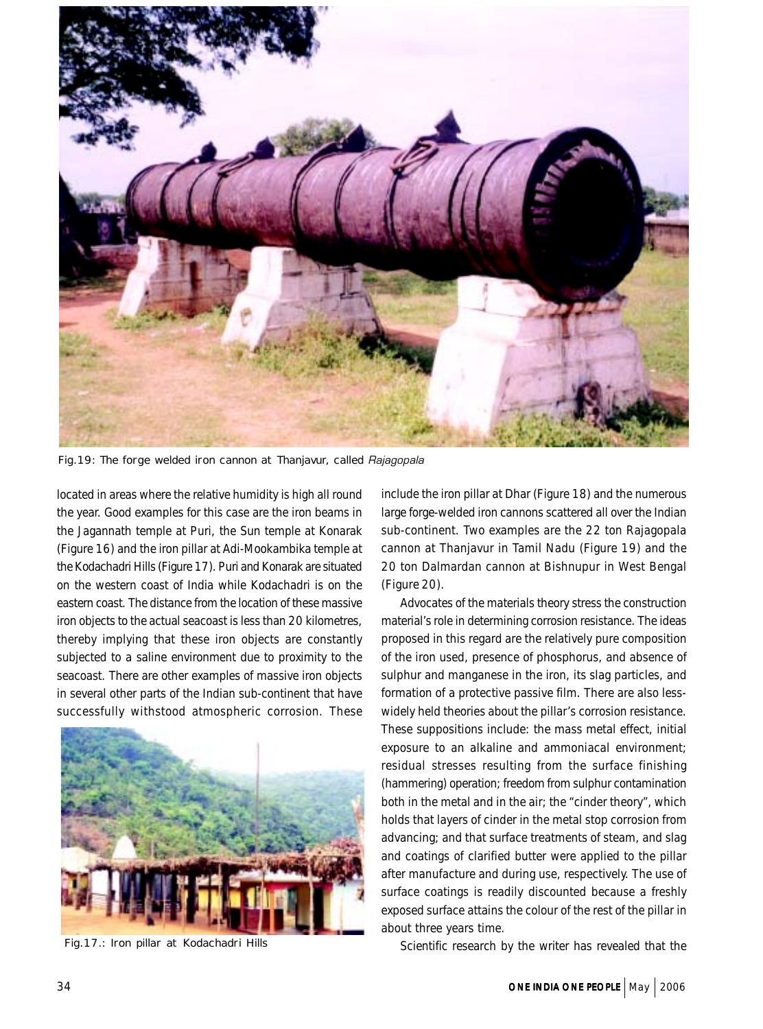Fig.19: The forge welded iron cannon at Thanjavur, called *Rajagopala*

located in areas where the relative humidity is high all round the year. Good examples for this case are the iron beams in the Jagannath temple at Puri, the Sun temple at Konarak (Figure 16) and the iron pillar at Adi-Mookambika temple at the Kodachadri Hills (Figure 17). Puri and Konarak are situated on the western coast of India while Kodachadri is on the eastern coast. The distance from the location of these massive iron objects to the actual seacoast is less than 20 kilometres, thereby implying that these iron objects are constantly subjected to a saline environment due to proximity to the seacoast. There are other examples of massive iron objects in several other parts of the Indian sub-continent that have successfully withstood atmospheric corrosion. These include the iron pillar at Dhar (Figure 18) and the numerous large forge-welded iron cannons scattered all over the Indian sub-continent. Two examples are the 22 ton Rajagopala cannon at Thanjavur in Tamil Nadu (Figure 19) and the 20 ton Dalmardan cannon at Bishnupur in West Bengal (Figure 20).

Fig.17.: Iron pillar at Kodachadri Hills

Advocates of the materials theory stress the construction material's role in determining corrosion resistance. The ideas proposed in this regard are the relatively pure composition of the iron used, presence of phosphorus, and absence of sulphur and manganese in the iron, its slag particles, and formation of a protective passive film. There are also less-widely held theories about the pillar's corrosion resistance. These suppositions include: the mass metal effect, initial exposure to an alkaline and ammoniacal environment; residual stresses resulting from the surface finishing (hammering) operation; freedom from sulphur contamination both in the metal and in the air; the "cinder theory", which holds that layers of cinder in the metal stop corrosion from advancing; and that surface treatments of steam, and slag and coatings of clarified butter were applied to the pillar after manufacture and during use, respectively. The use of surface coatings is readily discounted because a freshly exposed surface attains the colour of the rest of the pillar in about three years time.

Scientific research by the writer has revealed that the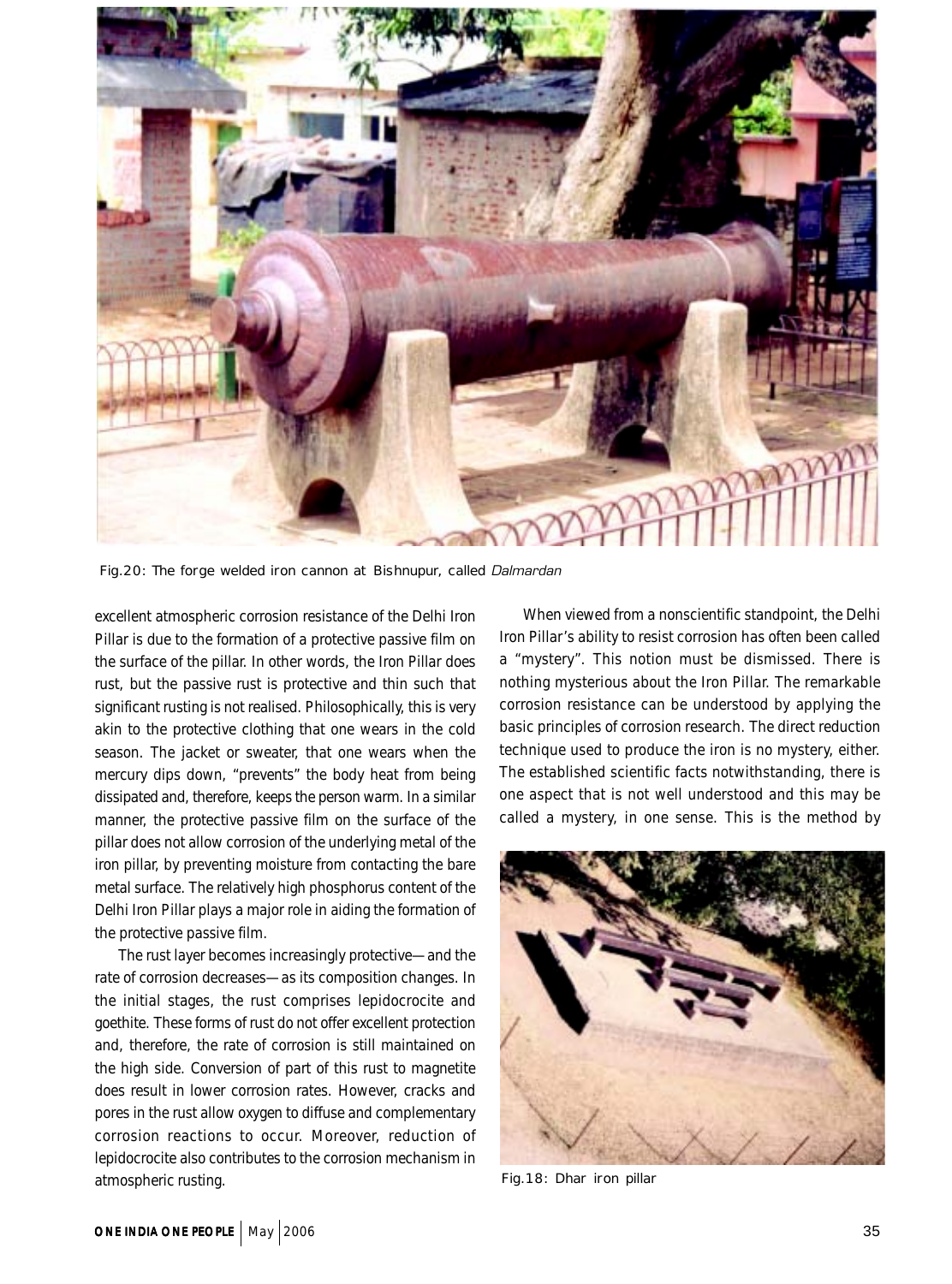Fig.20: The forge welded iron cannon at Bishnupur, called *Dalmardan*

excellent atmospheric corrosion resistance of the Delhi Iron Pillar is due to the formation of a protective passive film on the surface of the pillar. In other words, the Iron Pillar does rust, but the passive rust is protective and thin such that significant rusting is not realised. Philosophically, this is very akin to the protective clothing that one wears in the cold season. The jacket or sweater, that one wears when the mercury dips down, "prevents" the body heat from being dissipated and, therefore, keeps the person warm. In a similar manner, the protective passive film on the surface of the pillar does not allow corrosion of the underlying metal of the iron pillar, by preventing moisture from contacting the bare metal surface. The relatively high phosphorus content of the Delhi Iron Pillar plays a major role in aiding the formation of the protective passive film.

The rust layer becomes increasingly protective—and the rate of corrosion decreases—as its composition changes. In the initial stages, the rust comprises lepidocrocite and goethite. These forms of rust do not offer excellent protection and, therefore, the rate of corrosion is still maintained on the high side. Conversion of part of this rust to magnetite does result in lower corrosion rates. However, cracks and pores in the rust allow oxygen to diffuse and complementary corrosion reactions to occur. Moreover, reduction of lepidocrocite also contributes to the corrosion mechanism in atmospheric rusting.

When viewed from a nonscientific standpoint, the Delhi Iron Pillar's ability to resist corrosion has often been called a "mystery". This notion must be dismissed. There is nothing mysterious about the Iron Pillar. The remarkable corrosion resistance can be understood by applying the basic principles of corrosion research. The direct reduction technique used to produce the iron is no mystery, either. The established scientific facts notwithstanding, there is one aspect that is not well understood and this may be called a mystery, in one sense. This is the method by

Fig.18: Dhar iron pillar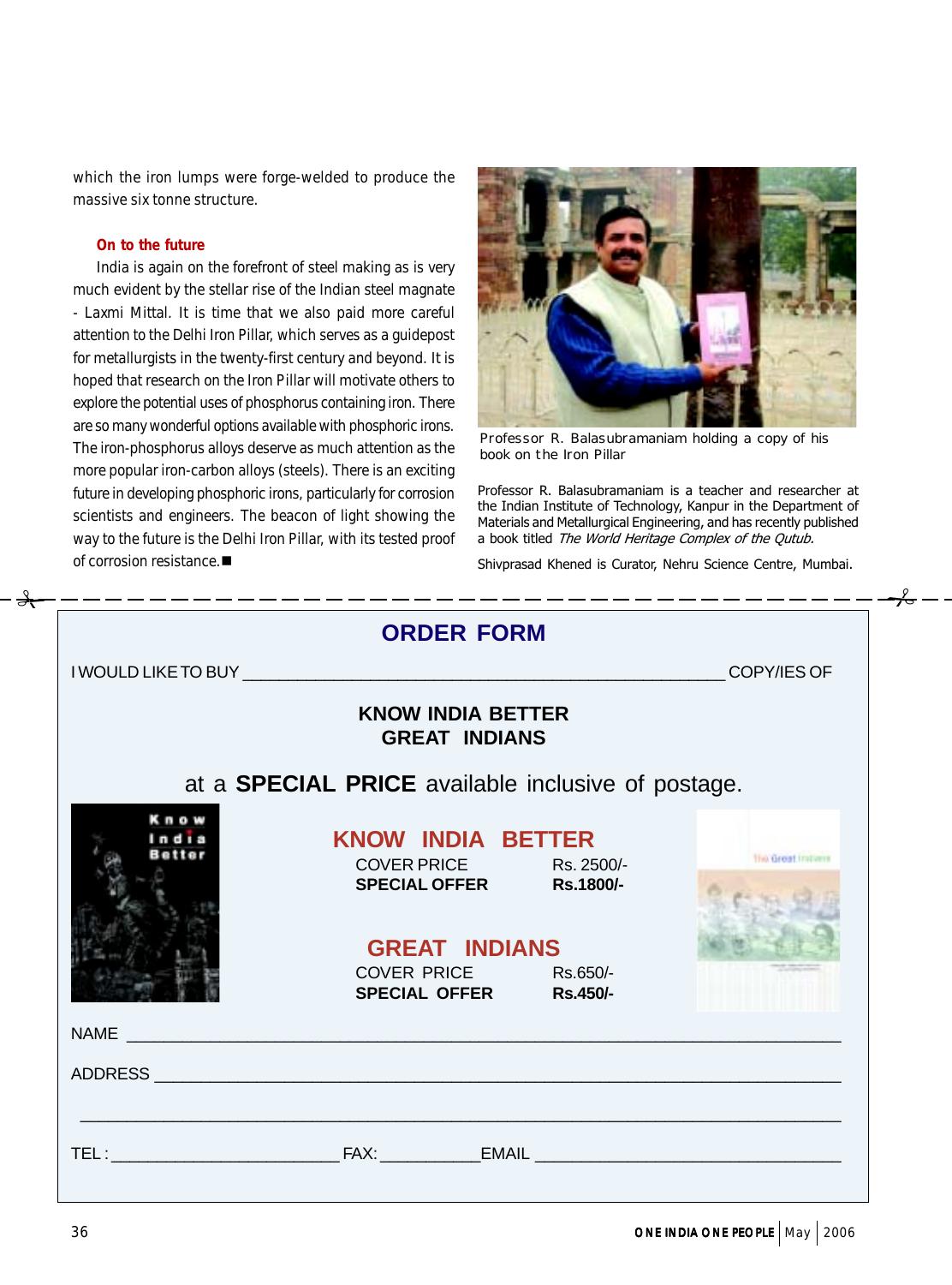which the iron lumps were forge-welded to produce the massive six tonne structure.

### On to the future

India is again on the forefront of steel making as is very much evident by the stellar rise of the Indian steel magnate - Laxmi Mittal. It is time that we also paid more careful attention to the Delhi Iron Pillar, which serves as a guidepost for metallurgists in the twenty-first century and beyond. It is hoped that research on the Iron Pillar will motivate others to explore the potential uses of phosphorus containing iron. There are so many wonderful options available with phosphoric irons. The iron-phosphorus alloys deserve as much attention as the more popular iron-carbon alloys (steels). There is an exciting future in developing phosphoric irons, particularly for corrosion scientists and engineers. The beacon of light showing the way to the future is the Delhi Iron Pillar, with its tested proof of corrosion resistance.■

Professor R. Balasubramaniam holding a copy of his book on the Iron Pillar

Professor R. Balasubramaniam is a teacher and researcher at the Indian Institute of Technology, Kanpur in the Department of Materials and Metallurgical Engineering, and has recently published a book titled *The World Heritage Complex of the Qutub.*

Shivprasad Khened is Curator, Nehru Science Centre, Mumbai.

---

## ORDER FORM

I WOULD LIKE TO BUY ______________________________ COPY/IES OF

**KNOW INDIA BETTER**
**GREAT INDIANS**

at a **SPECIAL PRICE** available inclusive of postage.

### KNOW INDIA BETTER

| | |
|---|---|
| COVER PRICE | Rs. 2500/- |
| **SPECIAL OFFER** | **Rs.1800/-** |

### GREAT INDIANS

| | |
|---|---|
| COVER PRICE | Rs.650/- |
| **SPECIAL OFFER** | **Rs.450/-** |

NAME ______________________________

ADDRESS ______________________________

______________________________

TEL : ____________ FAX: ____________ EMAIL ____________